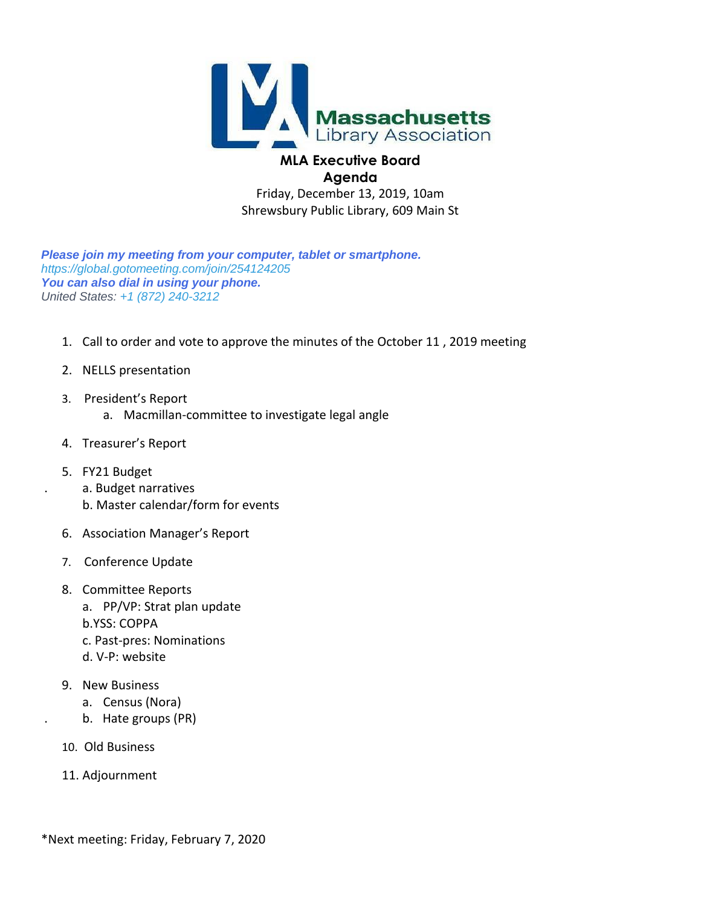Massachusetts Library Association

# MLA Executive Board

## Agenda

Friday, December 13, 2019, 10am
Shrewsbury Public Library, 609 Main St

***Please join my meeting from your computer, tablet or smartphone.***
*https://global.gotomeeting.com/join/254124205*
***You can also dial in using your phone.***
*United States: +1 (872) 240-3212*

1. Call to order and vote to approve the minutes of the October 11 , 2019 meeting
2. NELLS presentation
3. President's Report
   a. Macmillan-committee to investigate legal angle
4. Treasurer's Report
5. FY21 Budget
   a. Budget narratives
   b. Master calendar/form for events
6. Association Manager's Report
7. Conference Update
8. Committee Reports
   a. PP/VP: Strat plan update
   b. YSS: COPPA
   c. Past-pres: Nominations
   d. V-P: website
9. New Business
   a. Census (Nora)
   b. Hate groups (PR)
10. Old Business
11. Adjournment

*Next meeting: Friday, February 7, 2020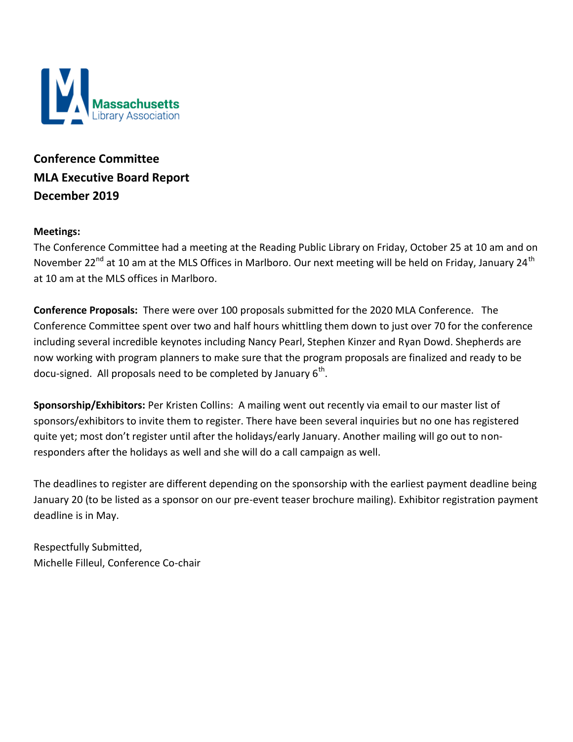**Conference Committee**
**MLA Executive Board Report**
**December 2019**

**Meetings:**
The Conference Committee had a meeting at the Reading Public Library on Friday, October 25 at 10 am and on November 22nd at 10 am at the MLS Offices in Marlboro. Our next meeting will be held on Friday, January 24th at 10 am at the MLS offices in Marlboro.

**Conference Proposals:** There were over 100 proposals submitted for the 2020 MLA Conference. The Conference Committee spent over two and half hours whittling them down to just over 70 for the conference including several incredible keynotes including Nancy Pearl, Stephen Kinzer and Ryan Dowd. Shepherds are now working with program planners to make sure that the program proposals are finalized and ready to be docu-signed. All proposals need to be completed by January 6th.

**Sponsorship/Exhibitors:** Per Kristen Collins: A mailing went out recently via email to our master list of sponsors/exhibitors to invite them to register. There have been several inquiries but no one has registered quite yet; most don't register until after the holidays/early January. Another mailing will go out to non-responders after the holidays as well and she will do a call campaign as well.

The deadlines to register are different depending on the sponsorship with the earliest payment deadline being January 20 (to be listed as a sponsor on our pre-event teaser brochure mailing). Exhibitor registration payment deadline is in May.

Respectfully Submitted,
Michelle Filleul, Conference Co-chair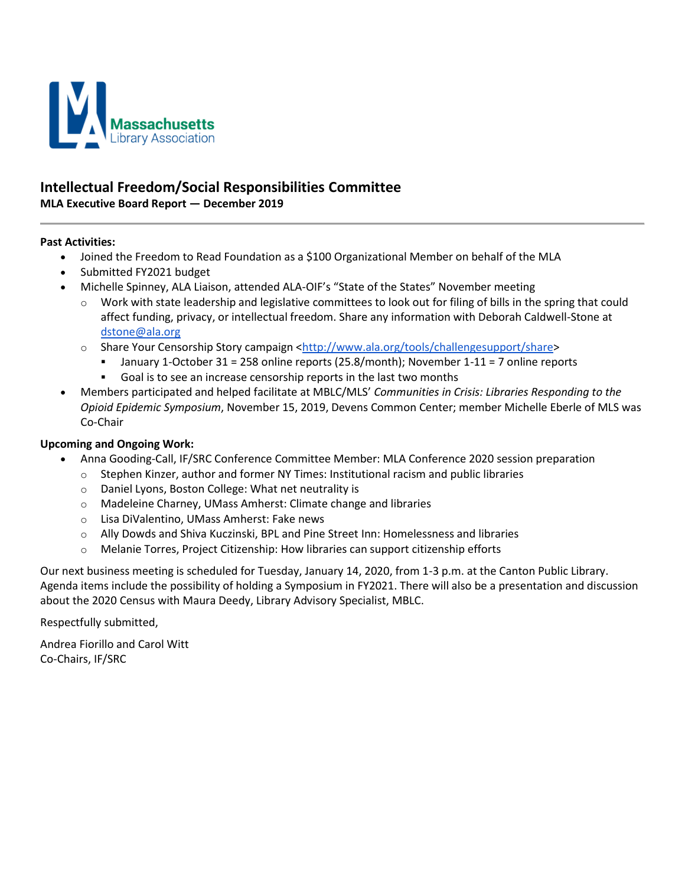## Intellectual Freedom/Social Responsibilities Committee

**MLA Executive Board Report — December 2019**

---

**Past Activities:**

- Joined the Freedom to Read Foundation as a $100 Organizational Member on behalf of the MLA
- Submitted FY2021 budget
- Michelle Spinney, ALA Liaison, attended ALA-OIF's "State of the States" November meeting
  - Work with state leadership and legislative committees to look out for filing of bills in the spring that could affect funding, privacy, or intellectual freedom. Share any information with Deborah Caldwell-Stone at dstone@ala.org
  - Share Your Censorship Story campaign <http://www.ala.org/tools/challengesupport/share>
    - January 1-October 31 = 258 online reports (25.8/month); November 1-11 = 7 online reports
    - Goal is to see an increase censorship reports in the last two months
- Members participated and helped facilitate at MBLC/MLS' *Communities in Crisis: Libraries Responding to the Opioid Epidemic Symposium*, November 15, 2019, Devens Common Center; member Michelle Eberle of MLS was Co-Chair

**Upcoming and Ongoing Work:**

- Anna Gooding-Call, IF/SRC Conference Committee Member: MLA Conference 2020 session preparation
  - Stephen Kinzer, author and former NY Times: Institutional racism and public libraries
  - Daniel Lyons, Boston College: What net neutrality is
  - Madeleine Charney, UMass Amherst: Climate change and libraries
  - Lisa DiValentino, UMass Amherst: Fake news
  - Ally Dowds and Shiva Kuczinski, BPL and Pine Street Inn: Homelessness and libraries
  - Melanie Torres, Project Citizenship: How libraries can support citizenship efforts

Our next business meeting is scheduled for Tuesday, January 14, 2020, from 1-3 p.m. at the Canton Public Library. Agenda items include the possibility of holding a Symposium in FY2021. There will also be a presentation and discussion about the 2020 Census with Maura Deedy, Library Advisory Specialist, MBLC.

Respectfully submitted,

Andrea Fiorillo and Carol Witt
Co-Chairs, IF/SRC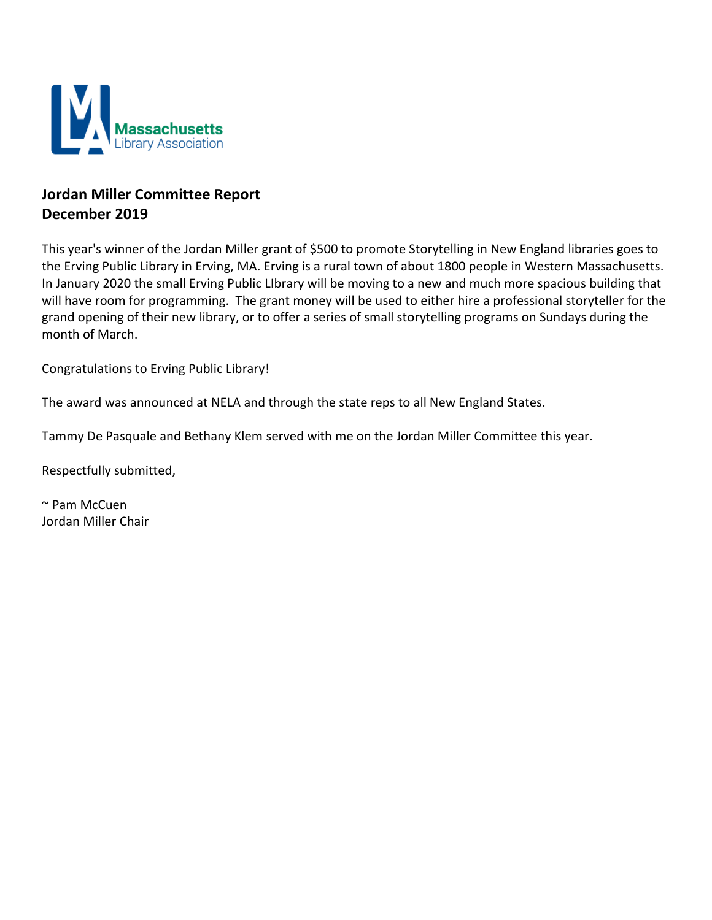Massachusetts Library Association

**Jordan Miller Committee Report**
**December 2019**

This year's winner of the Jordan Miller grant of $500 to promote Storytelling in New England libraries goes to the Erving Public Library in Erving, MA. Erving is a rural town of about 1800 people in Western Massachusetts. In January 2020 the small Erving Public LIbrary will be moving to a new and much more spacious building that will have room for programming. The grant money will be used to either hire a professional storyteller for the grand opening of their new library, or to offer a series of small storytelling programs on Sundays during the month of March.

Congratulations to Erving Public Library!

The award was announced at NELA and through the state reps to all New England States.

Tammy De Pasquale and Bethany Klem served with me on the Jordan Miller Committee this year.

Respectfully submitted,

~ Pam McCuen
Jordan Miller Chair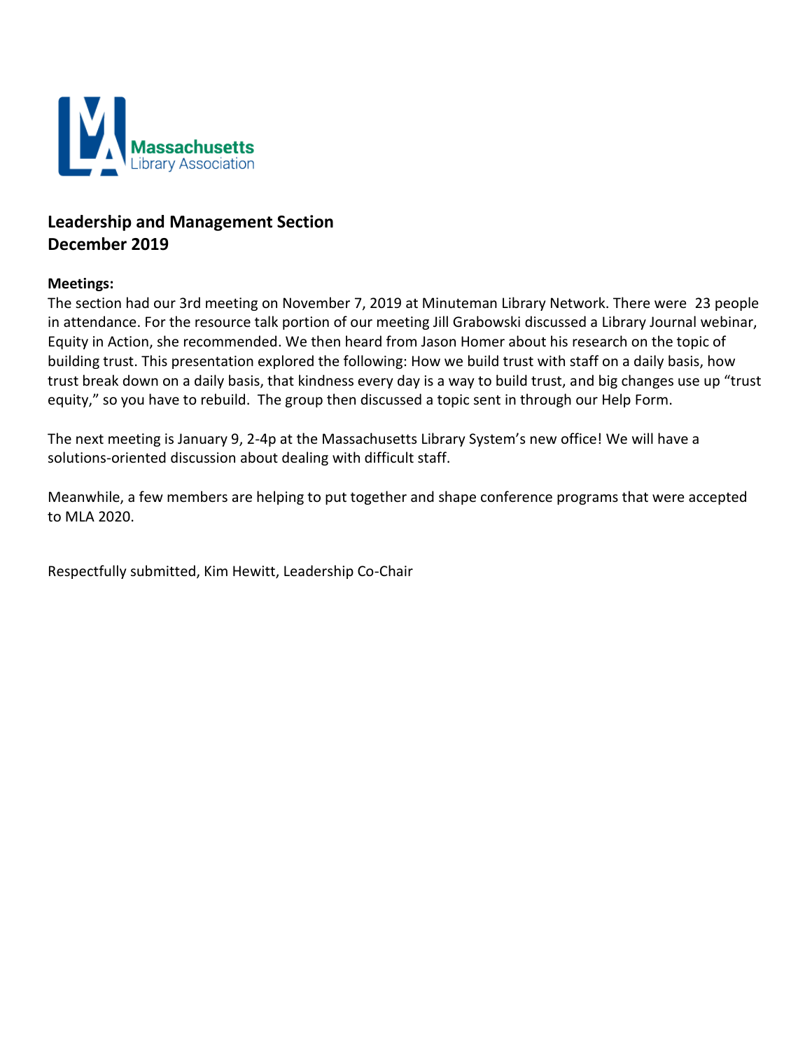Massachusetts Library Association

**Leadership and Management Section**
**December 2019**

**Meetings:**
The section had our 3rd meeting on November 7, 2019 at Minuteman Library Network. There were 23 people in attendance. For the resource talk portion of our meeting Jill Grabowski discussed a Library Journal webinar, Equity in Action, she recommended. We then heard from Jason Homer about his research on the topic of building trust. This presentation explored the following: How we build trust with staff on a daily basis, how trust break down on a daily basis, that kindness every day is a way to build trust, and big changes use up "trust equity," so you have to rebuild. The group then discussed a topic sent in through our Help Form.

The next meeting is January 9, 2-4p at the Massachusetts Library System's new office! We will have a solutions-oriented discussion about dealing with difficult staff.

Meanwhile, a few members are helping to put together and shape conference programs that were accepted to MLA 2020.

Respectfully submitted, Kim Hewitt, Leadership Co-Chair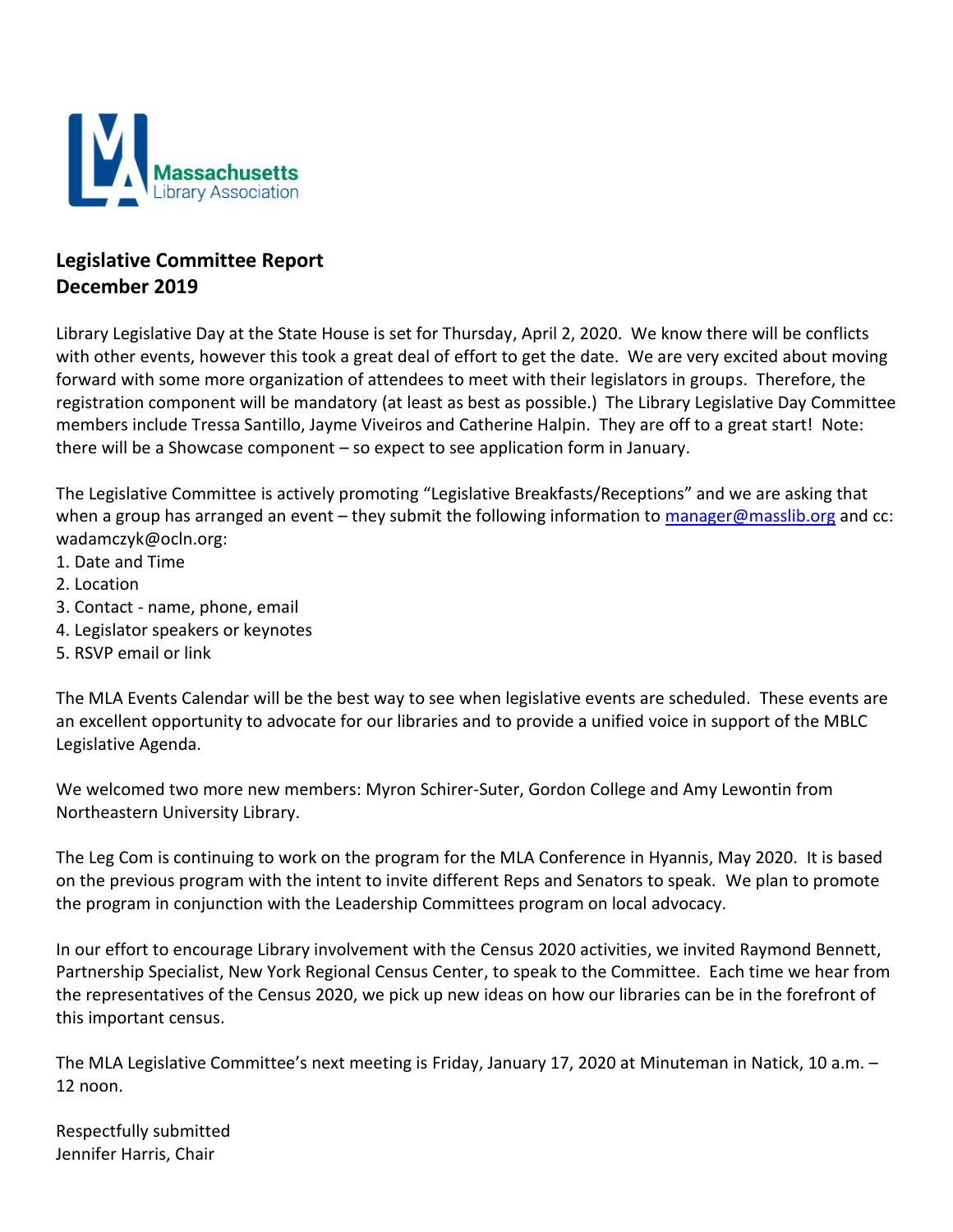Massachusetts Library Association

**Legislative Committee Report**
**December 2019**

Library Legislative Day at the State House is set for Thursday, April 2, 2020. We know there will be conflicts with other events, however this took a great deal of effort to get the date. We are very excited about moving forward with some more organization of attendees to meet with their legislators in groups. Therefore, the registration component will be mandatory (at least as best as possible.) The Library Legislative Day Committee members include Tressa Santillo, Jayme Viveiros and Catherine Halpin. They are off to a great start! Note: there will be a Showcase component – so expect to see application form in January.

The Legislative Committee is actively promoting "Legislative Breakfasts/Receptions" and we are asking that when a group has arranged an event – they submit the following information to manager@masslib.org and cc: wadamczyk@ocln.org:

1. Date and Time
2. Location
3. Contact - name, phone, email
4. Legislator speakers or keynotes
5. RSVP email or link

The MLA Events Calendar will be the best way to see when legislative events are scheduled. These events are an excellent opportunity to advocate for our libraries and to provide a unified voice in support of the MBLC Legislative Agenda.

We welcomed two more new members: Myron Schirer-Suter, Gordon College and Amy Lewontin from Northeastern University Library.

The Leg Com is continuing to work on the program for the MLA Conference in Hyannis, May 2020. It is based on the previous program with the intent to invite different Reps and Senators to speak. We plan to promote the program in conjunction with the Leadership Committees program on local advocacy.

In our effort to encourage Library involvement with the Census 2020 activities, we invited Raymond Bennett, Partnership Specialist, New York Regional Census Center, to speak to the Committee. Each time we hear from the representatives of the Census 2020, we pick up new ideas on how our libraries can be in the forefront of this important census.

The MLA Legislative Committee's next meeting is Friday, January 17, 2020 at Minuteman in Natick, 10 a.m. – 12 noon.

Respectfully submitted
Jennifer Harris, Chair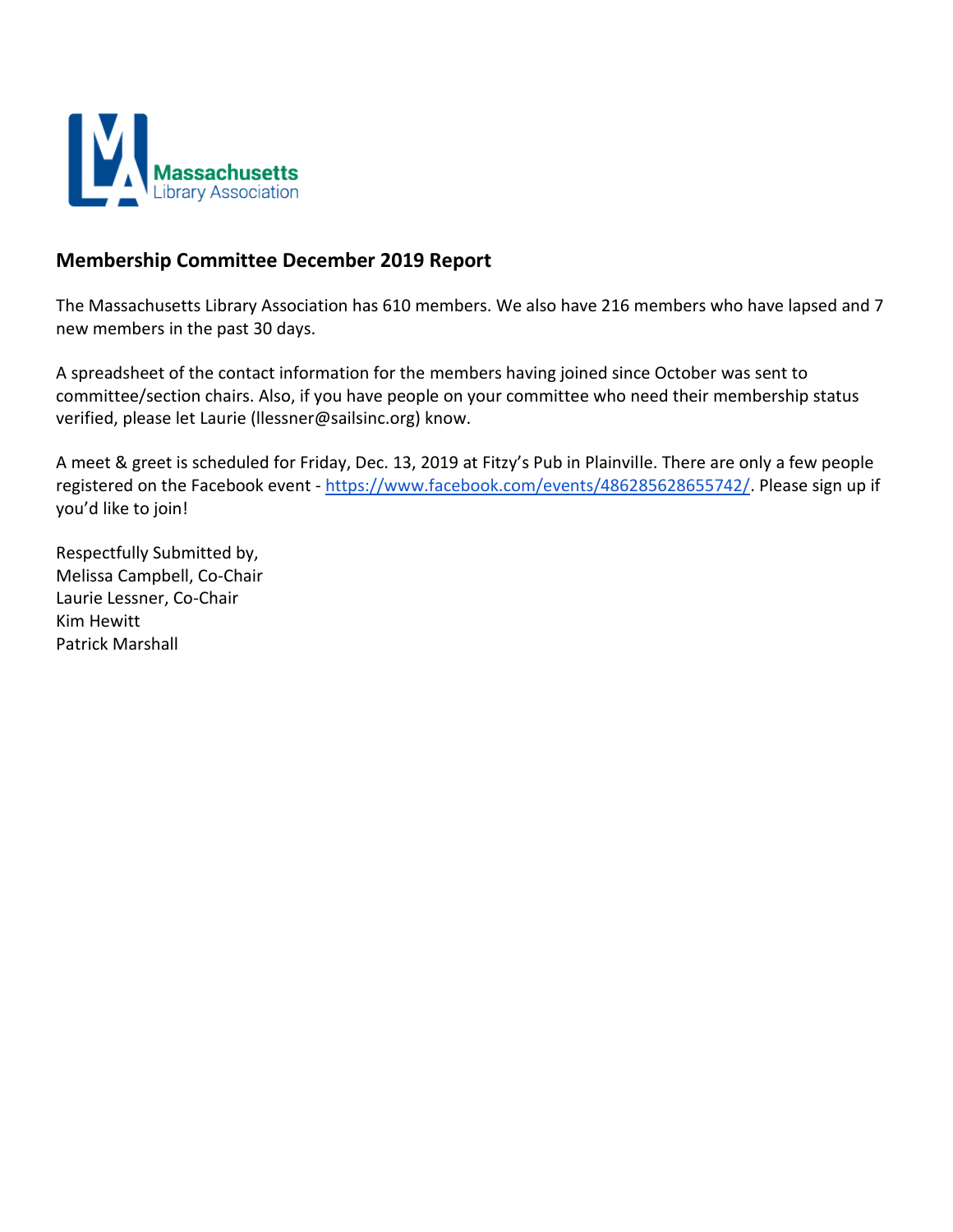## Membership Committee December 2019 Report

The Massachusetts Library Association has 610 members. We also have 216 members who have lapsed and 7 new members in the past 30 days.

A spreadsheet of the contact information for the members having joined since October was sent to committee/section chairs. Also, if you have people on your committee who need their membership status verified, please let Laurie (llessner@sailsinc.org) know.

A meet & greet is scheduled for Friday, Dec. 13, 2019 at Fitzy's Pub in Plainville. There are only a few people registered on the Facebook event - https://www.facebook.com/events/486285628655742/. Please sign up if you'd like to join!

Respectfully Submitted by,
Melissa Campbell, Co-Chair
Laurie Lessner, Co-Chair
Kim Hewitt
Patrick Marshall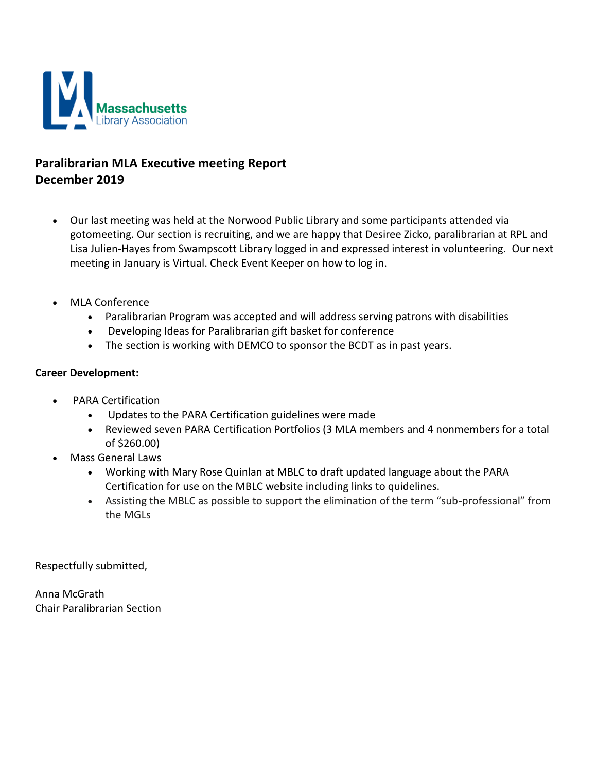# Paralibrarian MLA Executive meeting Report
# December 2019

- Our last meeting was held at the Norwood Public Library and some participants attended via gotomeeting. Our section is recruiting, and we are happy that Desiree Zicko, paralibrarian at RPL and Lisa Julien-Hayes from Swampscott Library logged in and expressed interest in volunteering. Our next meeting in January is Virtual. Check Event Keeper on how to log in.

- MLA Conference
  - Paralibrarian Program was accepted and will address serving patrons with disabilities
  - Developing Ideas for Paralibrarian gift basket for conference
  - The section is working with DEMCO to sponsor the BCDT as in past years.

**Career Development:**

- PARA Certification
  - Updates to the PARA Certification guidelines were made
  - Reviewed seven PARA Certification Portfolios (3 MLA members and 4 nonmembers for a total of $260.00)
- Mass General Laws
  - Working with Mary Rose Quinlan at MBLC to draft updated language about the PARA Certification for use on the MBLC website including links to guidelines.
  - Assisting the MBLC as possible to support the elimination of the term "sub-professional" from the MGLs

Respectfully submitted,

Anna McGrath
Chair Paralibrarian Section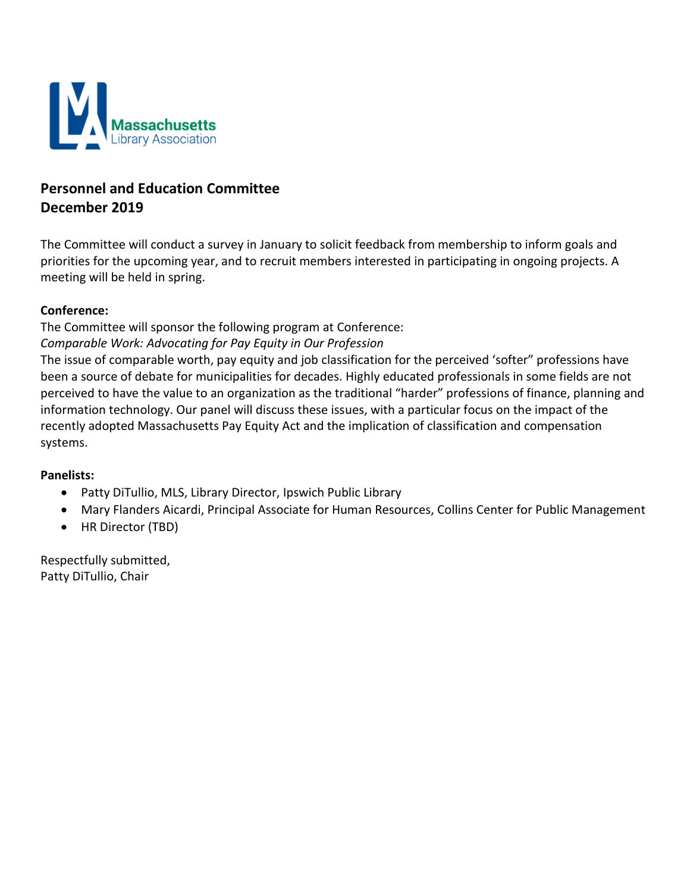Massachusetts Library Association

**Personnel and Education Committee**
**December 2019**

The Committee will conduct a survey in January to solicit feedback from membership to inform goals and priorities for the upcoming year, and to recruit members interested in participating in ongoing projects. A meeting will be held in spring.

**Conference:**
The Committee will sponsor the following program at Conference:
*Comparable Work: Advocating for Pay Equity in Our Profession*
The issue of comparable worth, pay equity and job classification for the perceived 'softer" professions have been a source of debate for municipalities for decades. Highly educated professionals in some fields are not perceived to have the value to an organization as the traditional "harder" professions of finance, planning and information technology. Our panel will discuss these issues, with a particular focus on the impact of the recently adopted Massachusetts Pay Equity Act and the implication of classification and compensation systems.

**Panelists:**

- Patty DiTullio, MLS, Library Director, Ipswich Public Library
- Mary Flanders Aicardi, Principal Associate for Human Resources, Collins Center for Public Management
- HR Director (TBD)

Respectfully submitted,
Patty DiTullio, Chair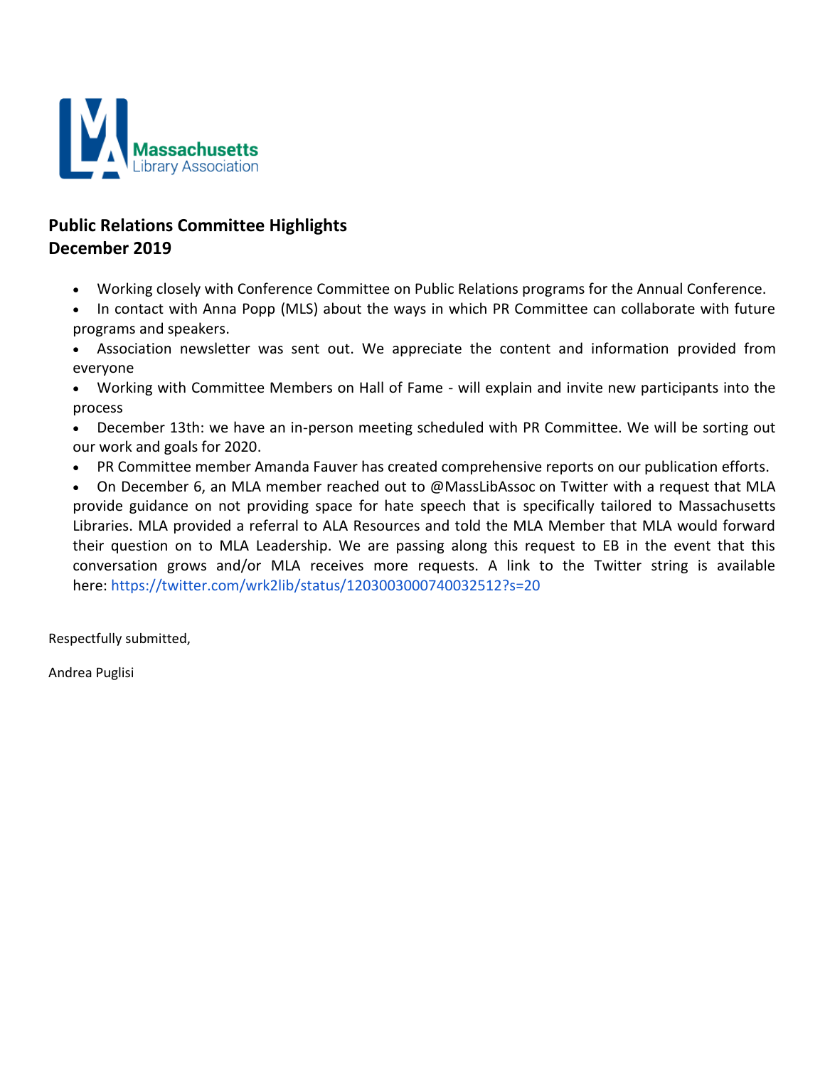Massachusetts Library Association

**Public Relations Committee Highlights**
**December 2019**

- Working closely with Conference Committee on Public Relations programs for the Annual Conference.
- In contact with Anna Popp (MLS) about the ways in which PR Committee can collaborate with future programs and speakers.
- Association newsletter was sent out. We appreciate the content and information provided from everyone
- Working with Committee Members on Hall of Fame - will explain and invite new participants into the process
- December 13th: we have an in-person meeting scheduled with PR Committee. We will be sorting out our work and goals for 2020.
- PR Committee member Amanda Fauver has created comprehensive reports on our publication efforts.
- On December 6, an MLA member reached out to @MassLibAssoc on Twitter with a request that MLA provide guidance on not providing space for hate speech that is specifically tailored to Massachusetts Libraries. MLA provided a referral to ALA Resources and told the MLA Member that MLA would forward their question on to MLA Leadership. We are passing along this request to EB in the event that this conversation grows and/or MLA receives more requests. A link to the Twitter string is available here: https://twitter.com/wrk2lib/status/1203003000740032512?s=20

Respectfully submitted,

Andrea Puglisi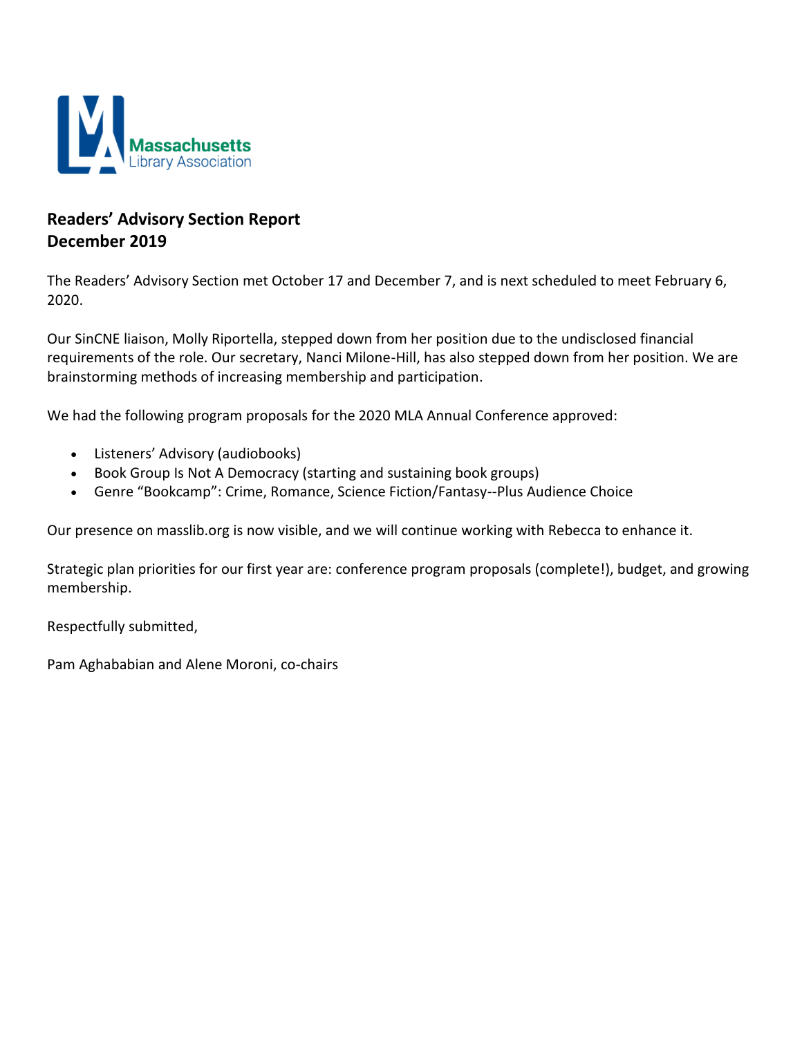**Readers' Advisory Section Report**
**December 2019**

The Readers' Advisory Section met October 17 and December 7, and is next scheduled to meet February 6, 2020.

Our SinCNE liaison, Molly Riportella, stepped down from her position due to the undisclosed financial requirements of the role. Our secretary, Nanci Milone-Hill, has also stepped down from her position. We are brainstorming methods of increasing membership and participation.

We had the following program proposals for the 2020 MLA Annual Conference approved:

- Listeners' Advisory (audiobooks)
- Book Group Is Not A Democracy (starting and sustaining book groups)
- Genre "Bookcamp": Crime, Romance, Science Fiction/Fantasy--Plus Audience Choice

Our presence on masslib.org is now visible, and we will continue working with Rebecca to enhance it.

Strategic plan priorities for our first year are: conference program proposals (complete!), budget, and growing membership.

Respectfully submitted,

Pam Aghababian and Alene Moroni, co-chairs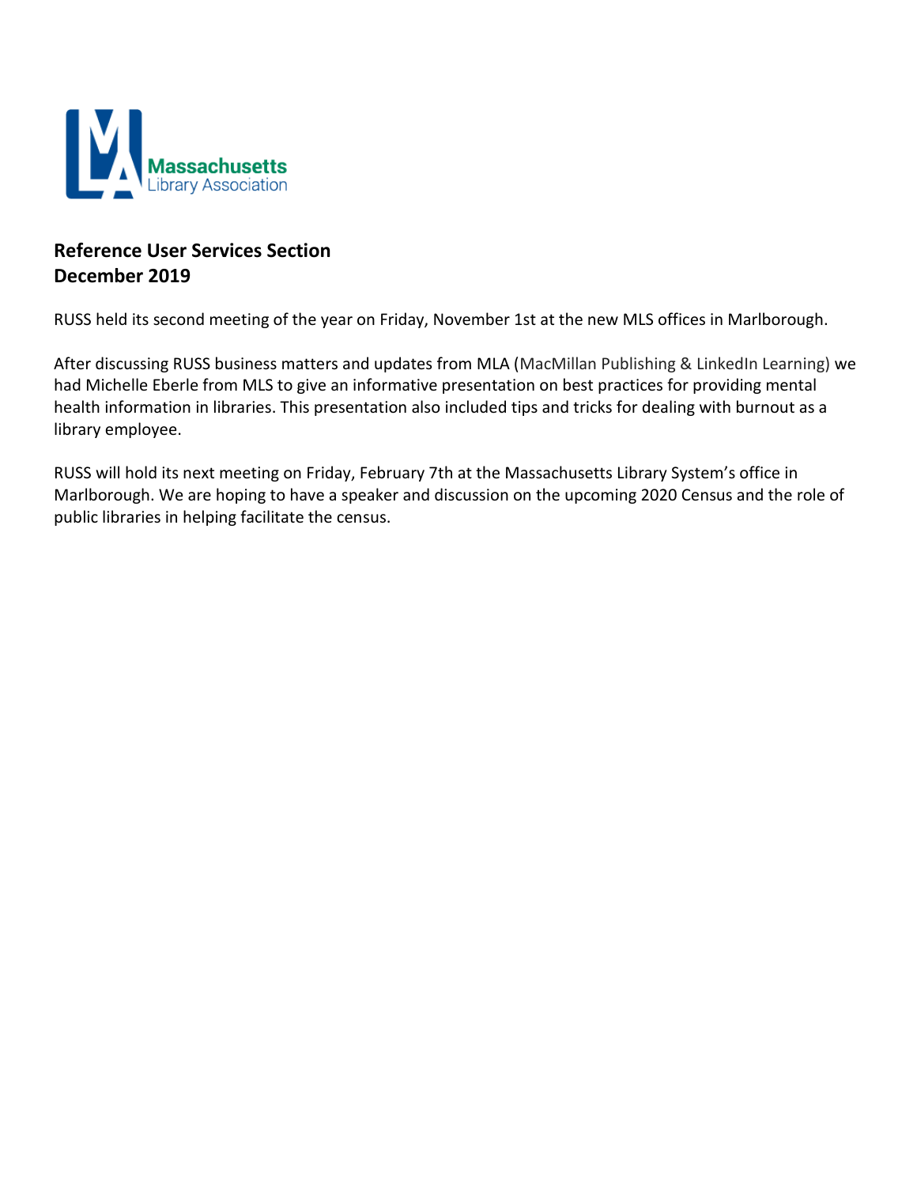## Reference User Services Section
## December 2019

RUSS held its second meeting of the year on Friday, November 1st at the new MLS offices in Marlborough.

After discussing RUSS business matters and updates from MLA (MacMillan Publishing & LinkedIn Learning) we had Michelle Eberle from MLS to give an informative presentation on best practices for providing mental health information in libraries. This presentation also included tips and tricks for dealing with burnout as a library employee.

RUSS will hold its next meeting on Friday, February 7th at the Massachusetts Library System's office in Marlborough. We are hoping to have a speaker and discussion on the upcoming 2020 Census and the role of public libraries in helping facilitate the census.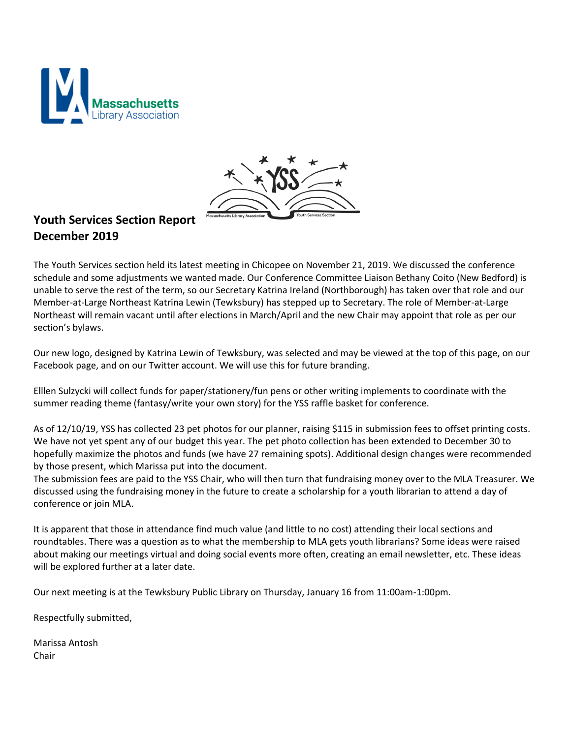## Youth Services Section Report
## December 2019

The Youth Services section held its latest meeting in Chicopee on November 21, 2019. We discussed the conference schedule and some adjustments we wanted made. Our Conference Committee Liaison Bethany Coito (New Bedford) is unable to serve the rest of the term, so our Secretary Katrina Ireland (Northborough) has taken over that role and our Member-at-Large Northeast Katrina Lewin (Tewksbury) has stepped up to Secretary. The role of Member-at-Large Northeast will remain vacant until after elections in March/April and the new Chair may appoint that role as per our section's bylaws.

Our new logo, designed by Katrina Lewin of Tewksbury, was selected and may be viewed at the top of this page, on our Facebook page, and on our Twitter account. We will use this for future branding.

Elllen Sulzycki will collect funds for paper/stationery/fun pens or other writing implements to coordinate with the summer reading theme (fantasy/write your own story) for the YSS raffle basket for conference.

As of 12/10/19, YSS has collected 23 pet photos for our planner, raising $115 in submission fees to offset printing costs. We have not yet spent any of our budget this year. The pet photo collection has been extended to December 30 to hopefully maximize the photos and funds (we have 27 remaining spots). Additional design changes were recommended by those present, which Marissa put into the document.
The submission fees are paid to the YSS Chair, who will then turn that fundraising money over to the MLA Treasurer. We discussed using the fundraising money in the future to create a scholarship for a youth librarian to attend a day of conference or join MLA.

It is apparent that those in attendance find much value (and little to no cost) attending their local sections and roundtables. There was a question as to what the membership to MLA gets youth librarians? Some ideas were raised about making our meetings virtual and doing social events more often, creating an email newsletter, etc. These ideas will be explored further at a later date.

Our next meeting is at the Tewksbury Public Library on Thursday, January 16 from 11:00am-1:00pm.

Respectfully submitted,

Marissa Antosh
Chair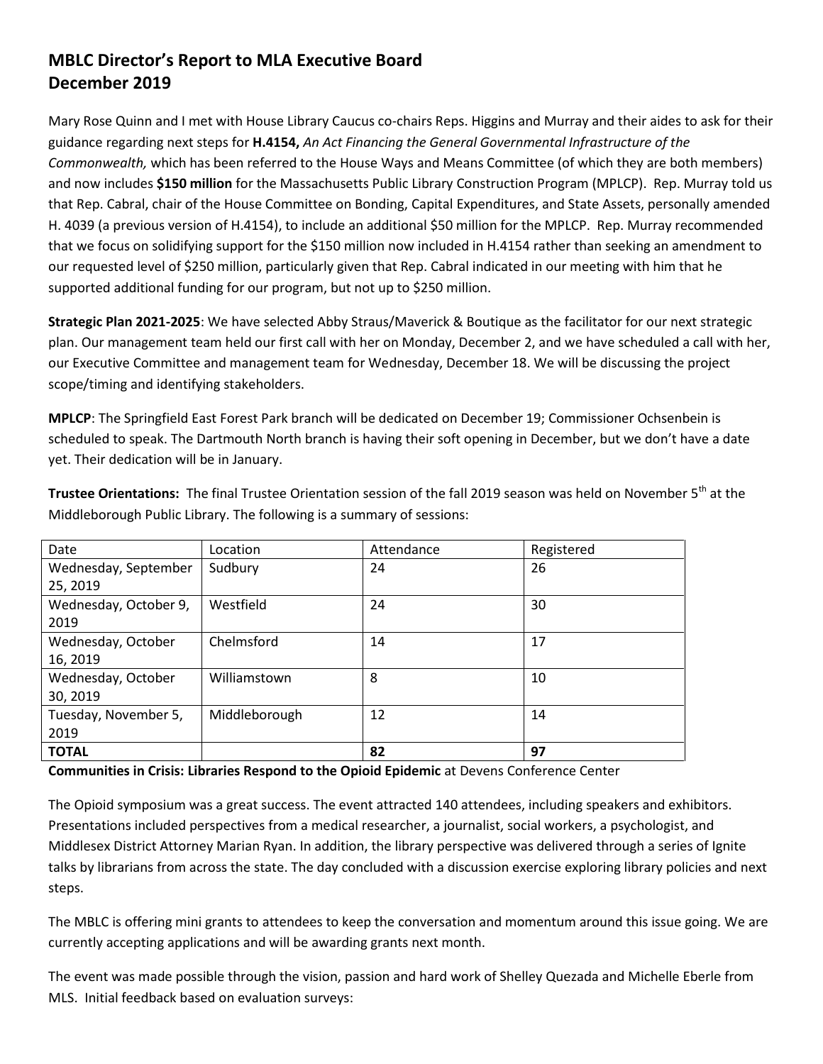## MBLC Director's Report to MLA Executive Board
## December 2019

Mary Rose Quinn and I met with House Library Caucus co-chairs Reps. Higgins and Murray and their aides to ask for their guidance regarding next steps for **H.4154,** *An Act Financing the General Governmental Infrastructure of the Commonwealth,* which has been referred to the House Ways and Means Committee (of which they are both members) and now includes **$150 million** for the Massachusetts Public Library Construction Program (MPLCP). Rep. Murray told us that Rep. Cabral, chair of the House Committee on Bonding, Capital Expenditures, and State Assets, personally amended H. 4039 (a previous version of H.4154), to include an additional $50 million for the MPLCP. Rep. Murray recommended that we focus on solidifying support for the $150 million now included in H.4154 rather than seeking an amendment to our requested level of $250 million, particularly given that Rep. Cabral indicated in our meeting with him that he supported additional funding for our program, but not up to $250 million.

**Strategic Plan 2021-2025**: We have selected Abby Straus/Maverick & Boutique as the facilitator for our next strategic plan. Our management team held our first call with her on Monday, December 2, and we have scheduled a call with her, our Executive Committee and management team for Wednesday, December 18. We will be discussing the project scope/timing and identifying stakeholders.

**MPLCP**: The Springfield East Forest Park branch will be dedicated on December 19; Commissioner Ochsenbein is scheduled to speak. The Dartmouth North branch is having their soft opening in December, but we don't have a date yet. Their dedication will be in January.

**Trustee Orientations:** The final Trustee Orientation session of the fall 2019 season was held on November 5th at the Middleborough Public Library. The following is a summary of sessions:

| Date | Location | Attendance | Registered |
|---|---|---|---|
| Wednesday, September 25, 2019 | Sudbury | 24 | 26 |
| Wednesday, October 9, 2019 | Westfield | 24 | 30 |
| Wednesday, October 16, 2019 | Chelmsford | 14 | 17 |
| Wednesday, October 30, 2019 | Williamstown | 8 | 10 |
| Tuesday, November 5, 2019 | Middleborough | 12 | 14 |
| **TOTAL** | | **82** | **97** |

**Communities in Crisis: Libraries Respond to the Opioid Epidemic** at Devens Conference Center

The Opioid symposium was a great success. The event attracted 140 attendees, including speakers and exhibitors. Presentations included perspectives from a medical researcher, a journalist, social workers, a psychologist, and Middlesex District Attorney Marian Ryan. In addition, the library perspective was delivered through a series of Ignite talks by librarians from across the state. The day concluded with a discussion exercise exploring library policies and next steps.

The MBLC is offering mini grants to attendees to keep the conversation and momentum around this issue going. We are currently accepting applications and will be awarding grants next month.

The event was made possible through the vision, passion and hard work of Shelley Quezada and Michelle Eberle from MLS. Initial feedback based on evaluation surveys: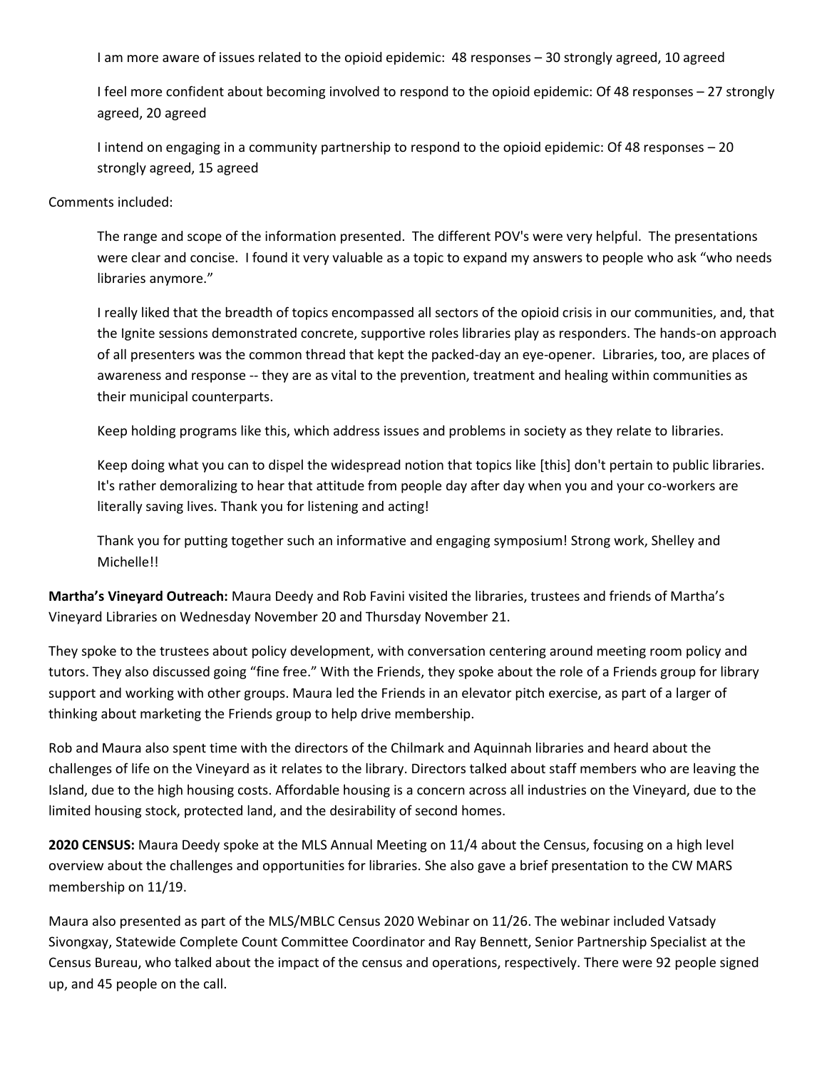I am more aware of issues related to the opioid epidemic: 48 responses – 30 strongly agreed, 10 agreed

I feel more confident about becoming involved to respond to the opioid epidemic: Of 48 responses – 27 strongly agreed, 20 agreed

I intend on engaging in a community partnership to respond to the opioid epidemic: Of 48 responses – 20 strongly agreed, 15 agreed

Comments included:

> The range and scope of the information presented. The different POV's were very helpful. The presentations were clear and concise. I found it very valuable as a topic to expand my answers to people who ask "who needs libraries anymore."
>
> I really liked that the breadth of topics encompassed all sectors of the opioid crisis in our communities, and, that the Ignite sessions demonstrated concrete, supportive roles libraries play as responders. The hands-on approach of all presenters was the common thread that kept the packed-day an eye-opener. Libraries, too, are places of awareness and response -- they are as vital to the prevention, treatment and healing within communities as their municipal counterparts.
>
> Keep holding programs like this, which address issues and problems in society as they relate to libraries.
>
> Keep doing what you can to dispel the widespread notion that topics like [this] don't pertain to public libraries. It's rather demoralizing to hear that attitude from people day after day when you and your co-workers are literally saving lives. Thank you for listening and acting!
>
> Thank you for putting together such an informative and engaging symposium! Strong work, Shelley and Michelle!!

**Martha's Vineyard Outreach:** Maura Deedy and Rob Favini visited the libraries, trustees and friends of Martha's Vineyard Libraries on Wednesday November 20 and Thursday November 21.

They spoke to the trustees about policy development, with conversation centering around meeting room policy and tutors. They also discussed going "fine free." With the Friends, they spoke about the role of a Friends group for library support and working with other groups. Maura led the Friends in an elevator pitch exercise, as part of a larger of thinking about marketing the Friends group to help drive membership.

Rob and Maura also spent time with the directors of the Chilmark and Aquinnah libraries and heard about the challenges of life on the Vineyard as it relates to the library. Directors talked about staff members who are leaving the Island, due to the high housing costs. Affordable housing is a concern across all industries on the Vineyard, due to the limited housing stock, protected land, and the desirability of second homes.

**2020 CENSUS:** Maura Deedy spoke at the MLS Annual Meeting on 11/4 about the Census, focusing on a high level overview about the challenges and opportunities for libraries. She also gave a brief presentation to the CW MARS membership on 11/19.

Maura also presented as part of the MLS/MBLC Census 2020 Webinar on 11/26. The webinar included Vatsady Sivongxay, Statewide Complete Count Committee Coordinator and Ray Bennett, Senior Partnership Specialist at the Census Bureau, who talked about the impact of the census and operations, respectively. There were 92 people signed up, and 45 people on the call.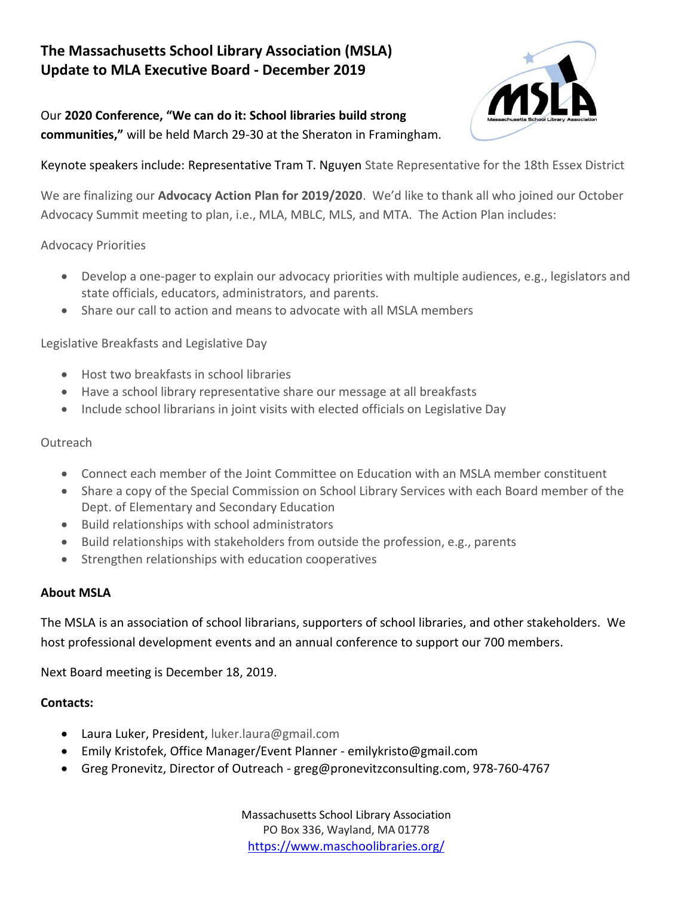**The Massachusetts School Library Association (MSLA)**
**Update to MLA Executive Board - December 2019**

Our **2020 Conference, "We can do it: School libraries build strong communities,"** will be held March 29-30 at the Sheraton in Framingham.

Keynote speakers include: Representative Tram T. Nguyen State Representative for the 18th Essex District

We are finalizing our **Advocacy Action Plan for 2019/2020**. We'd like to thank all who joined our October Advocacy Summit meeting to plan, i.e., MLA, MBLC, MLS, and MTA. The Action Plan includes:

Advocacy Priorities

- Develop a one-pager to explain our advocacy priorities with multiple audiences, e.g., legislators and state officials, educators, administrators, and parents.
- Share our call to action and means to advocate with all MSLA members

Legislative Breakfasts and Legislative Day

- Host two breakfasts in school libraries
- Have a school library representative share our message at all breakfasts
- Include school librarians in joint visits with elected officials on Legislative Day

Outreach

- Connect each member of the Joint Committee on Education with an MSLA member constituent
- Share a copy of the Special Commission on School Library Services with each Board member of the Dept. of Elementary and Secondary Education
- Build relationships with school administrators
- Build relationships with stakeholders from outside the profession, e.g., parents
- Strengthen relationships with education cooperatives

**About MSLA**

The MSLA is an association of school librarians, supporters of school libraries, and other stakeholders. We host professional development events and an annual conference to support our 700 members.

Next Board meeting is December 18, 2019.

**Contacts:**

- Laura Luker, President, luker.laura@gmail.com
- Emily Kristofek, Office Manager/Event Planner - emilykristo@gmail.com
- Greg Pronevitz, Director of Outreach - greg@pronevitzconsulting.com, 978-760-4767

Massachusetts School Library Association
PO Box 336, Wayland, MA 01778
https://www.maschoolibraries.org/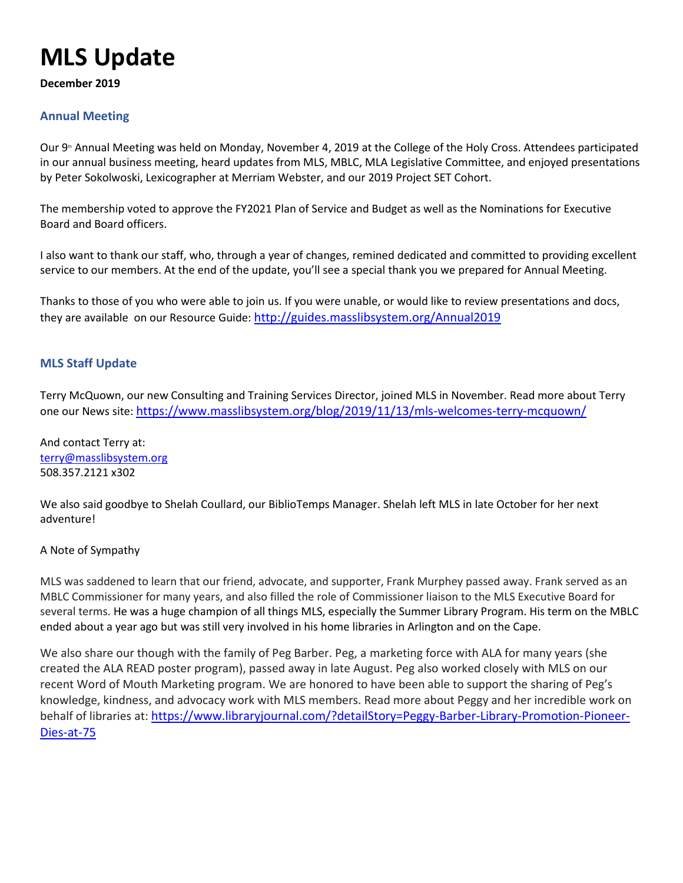# MLS Update

**December 2019**

## Annual Meeting

Our 9th Annual Meeting was held on Monday, November 4, 2019 at the College of the Holy Cross. Attendees participated in our annual business meeting, heard updates from MLS, MBLC, MLA Legislative Committee, and enjoyed presentations by Peter Sokolwoski, Lexicographer at Merriam Webster, and our 2019 Project SET Cohort.

The membership voted to approve the FY2021 Plan of Service and Budget as well as the Nominations for Executive Board and Board officers.

I also want to thank our staff, who, through a year of changes, remined dedicated and committed to providing excellent service to our members. At the end of the update, you'll see a special thank you we prepared for Annual Meeting.

Thanks to those of you who were able to join us. If you were unable, or would like to review presentations and docs, they are available on our Resource Guide: http://guides.masslibsystem.org/Annual2019

## MLS Staff Update

Terry McQuown, our new Consulting and Training Services Director, joined MLS in November. Read more about Terry one our News site: https://www.masslibsystem.org/blog/2019/11/13/mls-welcomes-terry-mcquown/

And contact Terry at:
terry@masslibsystem.org
508.357.2121 x302

We also said goodbye to Shelah Coullard, our BiblioTemps Manager. Shelah left MLS in late October for her next adventure!

A Note of Sympathy

MLS was saddened to learn that our friend, advocate, and supporter, Frank Murphey passed away. Frank served as an MBLC Commissioner for many years, and also filled the role of Commissioner liaison to the MLS Executive Board for several terms. He was a huge champion of all things MLS, especially the Summer Library Program. His term on the MBLC ended about a year ago but was still very involved in his home libraries in Arlington and on the Cape.

We also share our though with the family of Peg Barber. Peg, a marketing force with ALA for many years (she created the ALA READ poster program), passed away in late August. Peg also worked closely with MLS on our recent Word of Mouth Marketing program. We are honored to have been able to support the sharing of Peg's knowledge, kindness, and advocacy work with MLS members. Read more about Peggy and her incredible work on behalf of libraries at: https://www.libraryjournal.com/?detailStory=Peggy-Barber-Library-Promotion-Pioneer-Dies-at-75